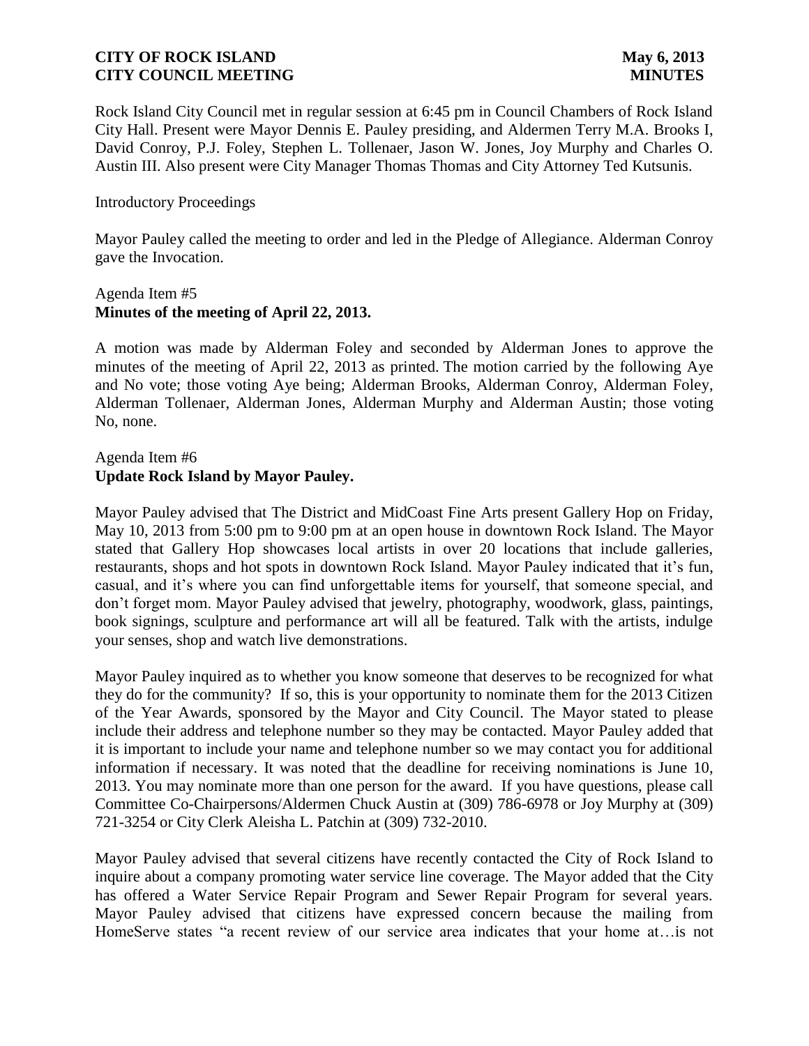Rock Island City Council met in regular session at 6:45 pm in Council Chambers of Rock Island City Hall. Present were Mayor Dennis E. Pauley presiding, and Aldermen Terry M.A. Brooks I, David Conroy, P.J. Foley, Stephen L. Tollenaer, Jason W. Jones, Joy Murphy and Charles O. Austin III. Also present were City Manager Thomas Thomas and City Attorney Ted Kutsunis.

Introductory Proceedings

Mayor Pauley called the meeting to order and led in the Pledge of Allegiance. Alderman Conroy gave the Invocation.

Agenda Item #5
**Minutes of the meeting of April 22, 2013.**

A motion was made by Alderman Foley and seconded by Alderman Jones to approve the minutes of the meeting of April 22, 2013 as printed. The motion carried by the following Aye and No vote; those voting Aye being; Alderman Brooks, Alderman Conroy, Alderman Foley, Alderman Tollenaer, Alderman Jones, Alderman Murphy and Alderman Austin; those voting No, none.

Agenda Item #6
**Update Rock Island by Mayor Pauley.**

Mayor Pauley advised that The District and MidCoast Fine Arts present Gallery Hop on Friday, May 10, 2013 from 5:00 pm to 9:00 pm at an open house in downtown Rock Island. The Mayor stated that Gallery Hop showcases local artists in over 20 locations that include galleries, restaurants, shops and hot spots in downtown Rock Island. Mayor Pauley indicated that it's fun, casual, and it's where you can find unforgettable items for yourself, that someone special, and don't forget mom. Mayor Pauley advised that jewelry, photography, woodwork, glass, paintings, book signings, sculpture and performance art will all be featured. Talk with the artists, indulge your senses, shop and watch live demonstrations.

Mayor Pauley inquired as to whether you know someone that deserves to be recognized for what they do for the community? If so, this is your opportunity to nominate them for the 2013 Citizen of the Year Awards, sponsored by the Mayor and City Council. The Mayor stated to please include their address and telephone number so they may be contacted. Mayor Pauley added that it is important to include your name and telephone number so we may contact you for additional information if necessary. It was noted that the deadline for receiving nominations is June 10, 2013. You may nominate more than one person for the award. If you have questions, please call Committee Co-Chairpersons/Aldermen Chuck Austin at (309) 786-6978 or Joy Murphy at (309) 721-3254 or City Clerk Aleisha L. Patchin at (309) 732-2010.

Mayor Pauley advised that several citizens have recently contacted the City of Rock Island to inquire about a company promoting water service line coverage. The Mayor added that the City has offered a Water Service Repair Program and Sewer Repair Program for several years. Mayor Pauley advised that citizens have expressed concern because the mailing from HomeServe states "a recent review of our service area indicates that your home at…is not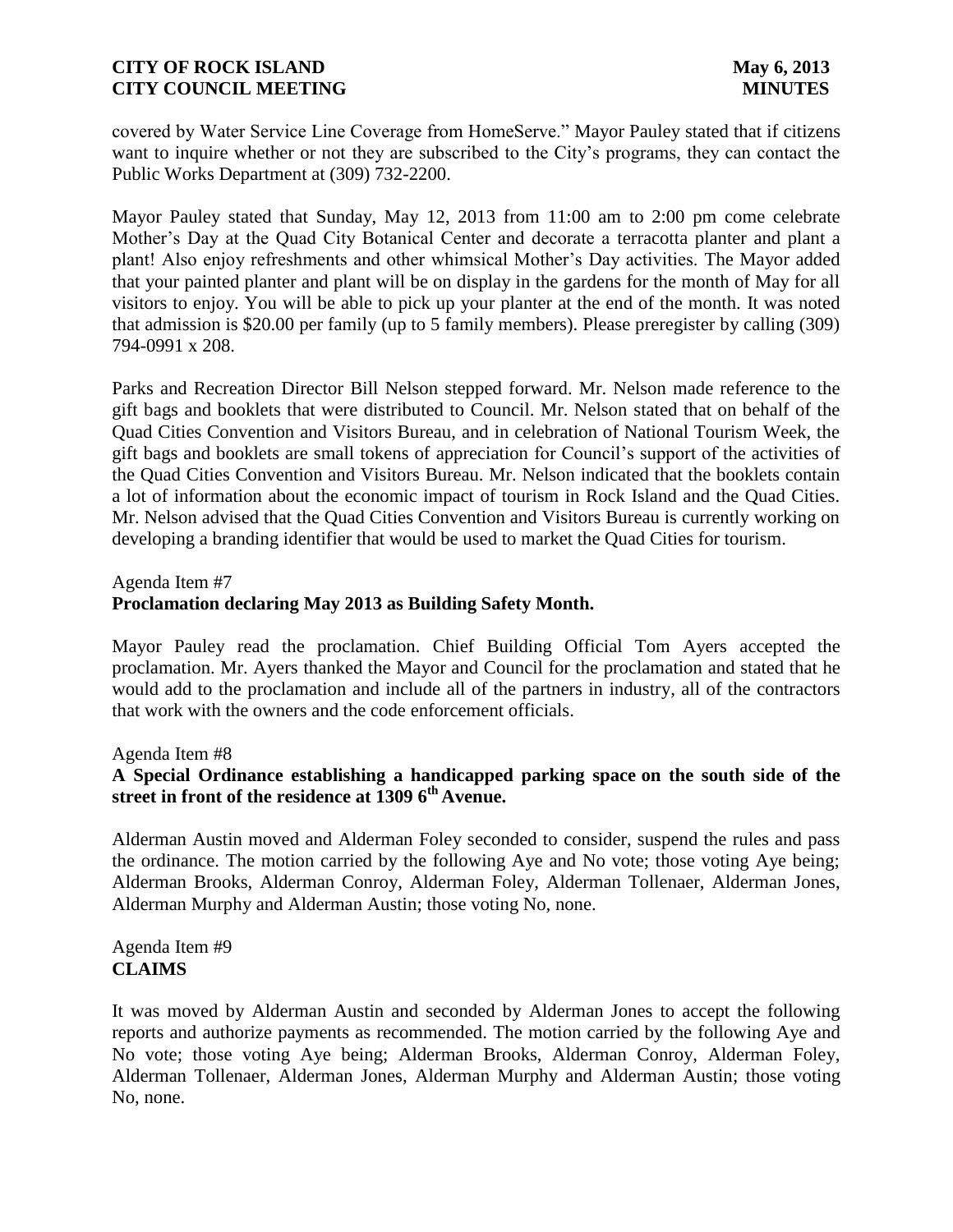covered by Water Service Line Coverage from HomeServe." Mayor Pauley stated that if citizens want to inquire whether or not they are subscribed to the City's programs, they can contact the Public Works Department at (309) 732-2200.

Mayor Pauley stated that Sunday, May 12, 2013 from 11:00 am to 2:00 pm come celebrate Mother's Day at the Quad City Botanical Center and decorate a terracotta planter and plant a plant! Also enjoy refreshments and other whimsical Mother's Day activities. The Mayor added that your painted planter and plant will be on display in the gardens for the month of May for all visitors to enjoy. You will be able to pick up your planter at the end of the month. It was noted that admission is $20.00 per family (up to 5 family members). Please preregister by calling (309) 794-0991 x 208.

Parks and Recreation Director Bill Nelson stepped forward. Mr. Nelson made reference to the gift bags and booklets that were distributed to Council. Mr. Nelson stated that on behalf of the Quad Cities Convention and Visitors Bureau, and in celebration of National Tourism Week, the gift bags and booklets are small tokens of appreciation for Council's support of the activities of the Quad Cities Convention and Visitors Bureau. Mr. Nelson indicated that the booklets contain a lot of information about the economic impact of tourism in Rock Island and the Quad Cities. Mr. Nelson advised that the Quad Cities Convention and Visitors Bureau is currently working on developing a branding identifier that would be used to market the Quad Cities for tourism.

Agenda Item #7
**Proclamation declaring May 2013 as Building Safety Month.**

Mayor Pauley read the proclamation. Chief Building Official Tom Ayers accepted the proclamation. Mr. Ayers thanked the Mayor and Council for the proclamation and stated that he would add to the proclamation and include all of the partners in industry, all of the contractors that work with the owners and the code enforcement officials.

Agenda Item #8
**A Special Ordinance establishing a handicapped parking space on the south side of the street in front of the residence at 1309 6th Avenue.**

Alderman Austin moved and Alderman Foley seconded to consider, suspend the rules and pass the ordinance. The motion carried by the following Aye and No vote; those voting Aye being; Alderman Brooks, Alderman Conroy, Alderman Foley, Alderman Tollenaer, Alderman Jones, Alderman Murphy and Alderman Austin; those voting No, none.

Agenda Item #9
**CLAIMS**

It was moved by Alderman Austin and seconded by Alderman Jones to accept the following reports and authorize payments as recommended. The motion carried by the following Aye and No vote; those voting Aye being; Alderman Brooks, Alderman Conroy, Alderman Foley, Alderman Tollenaer, Alderman Jones, Alderman Murphy and Alderman Austin; those voting No, none.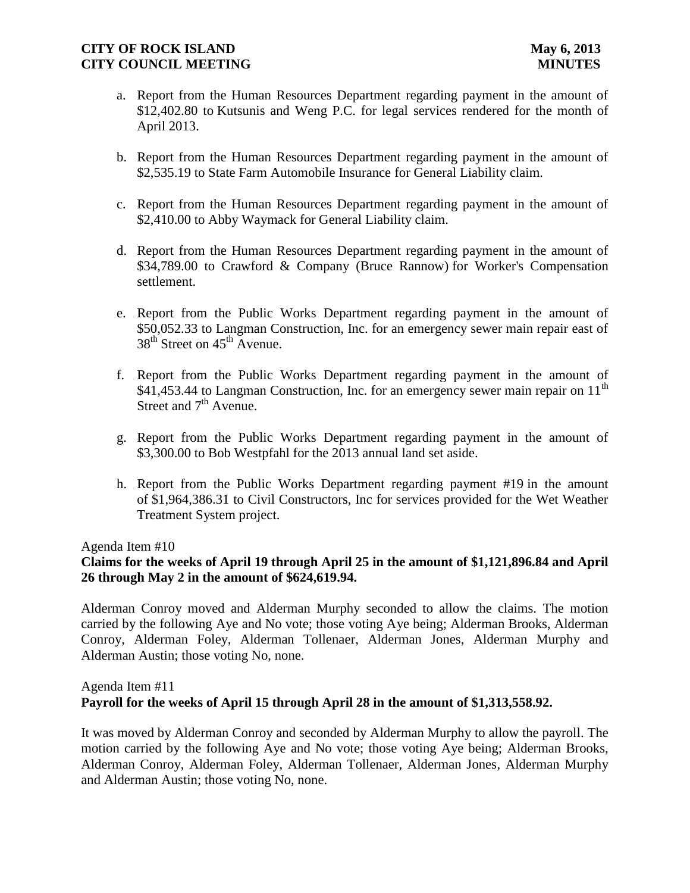a. Report from the Human Resources Department regarding payment in the amount of $12,402.80 to Kutsunis and Weng P.C. for legal services rendered for the month of April 2013.

b. Report from the Human Resources Department regarding payment in the amount of $2,535.19 to State Farm Automobile Insurance for General Liability claim.

c. Report from the Human Resources Department regarding payment in the amount of $2,410.00 to Abby Waymack for General Liability claim.

d. Report from the Human Resources Department regarding payment in the amount of $34,789.00 to Crawford & Company (Bruce Rannow) for Worker's Compensation settlement.

e. Report from the Public Works Department regarding payment in the amount of $50,052.33 to Langman Construction, Inc. for an emergency sewer main repair east of 38th Street on 45th Avenue.

f. Report from the Public Works Department regarding payment in the amount of $41,453.44 to Langman Construction, Inc. for an emergency sewer main repair on 11th Street and 7th Avenue.

g. Report from the Public Works Department regarding payment in the amount of $3,300.00 to Bob Westpfahl for the 2013 annual land set aside.

h. Report from the Public Works Department regarding payment #19 in the amount of $1,964,386.31 to Civil Constructors, Inc for services provided for the Wet Weather Treatment System project.

Agenda Item #10

**Claims for the weeks of April 19 through April 25 in the amount of $1,121,896.84 and April 26 through May 2 in the amount of $624,619.94.**

Alderman Conroy moved and Alderman Murphy seconded to allow the claims. The motion carried by the following Aye and No vote; those voting Aye being; Alderman Brooks, Alderman Conroy, Alderman Foley, Alderman Tollenaer, Alderman Jones, Alderman Murphy and Alderman Austin; those voting No, none.

Agenda Item #11

**Payroll for the weeks of April 15 through April 28 in the amount of $1,313,558.92.**

It was moved by Alderman Conroy and seconded by Alderman Murphy to allow the payroll. The motion carried by the following Aye and No vote; those voting Aye being; Alderman Brooks, Alderman Conroy, Alderman Foley, Alderman Tollenaer, Alderman Jones, Alderman Murphy and Alderman Austin; those voting No, none.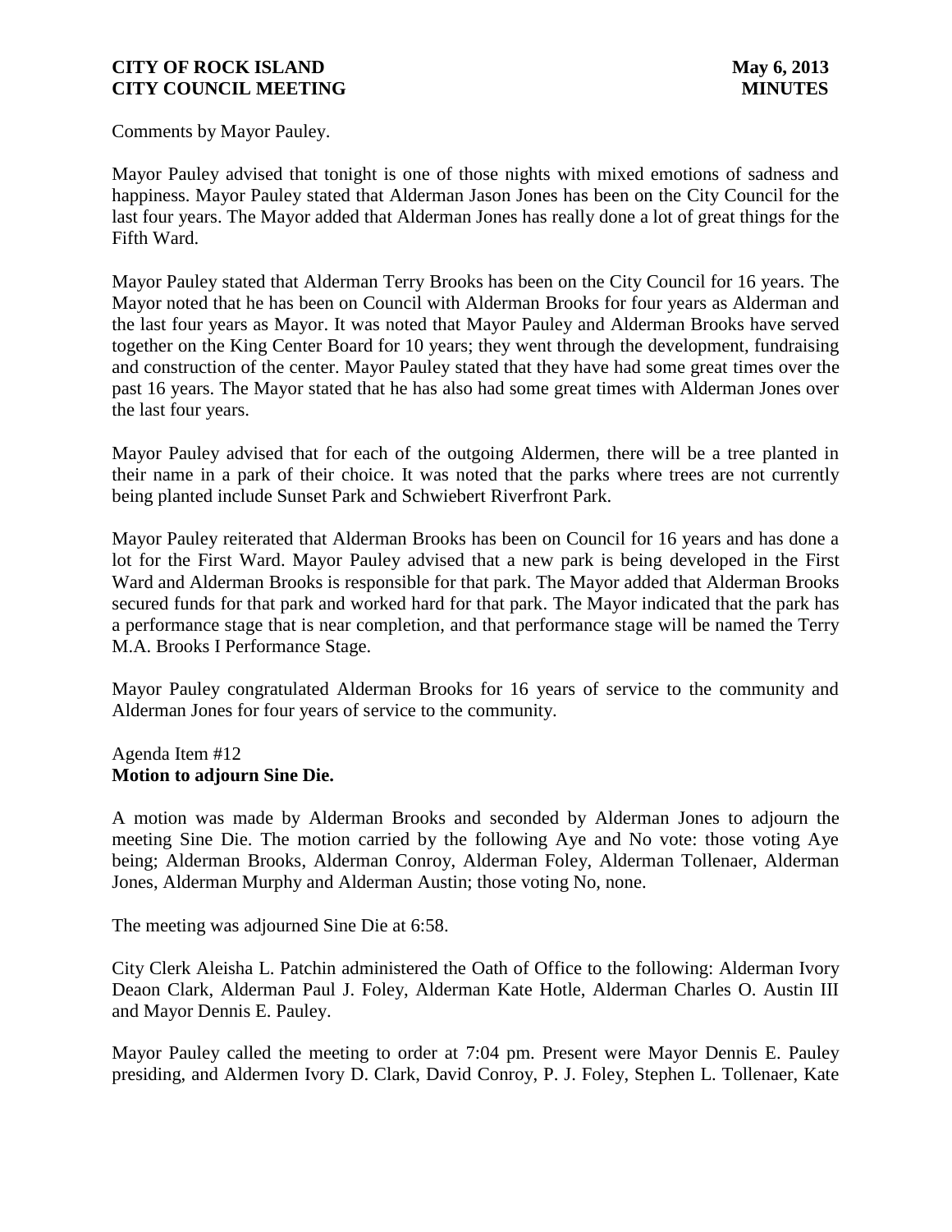Comments by Mayor Pauley.

Mayor Pauley advised that tonight is one of those nights with mixed emotions of sadness and happiness. Mayor Pauley stated that Alderman Jason Jones has been on the City Council for the last four years. The Mayor added that Alderman Jones has really done a lot of great things for the Fifth Ward.

Mayor Pauley stated that Alderman Terry Brooks has been on the City Council for 16 years. The Mayor noted that he has been on Council with Alderman Brooks for four years as Alderman and the last four years as Mayor. It was noted that Mayor Pauley and Alderman Brooks have served together on the King Center Board for 10 years; they went through the development, fundraising and construction of the center. Mayor Pauley stated that they have had some great times over the past 16 years. The Mayor stated that he has also had some great times with Alderman Jones over the last four years.

Mayor Pauley advised that for each of the outgoing Aldermen, there will be a tree planted in their name in a park of their choice. It was noted that the parks where trees are not currently being planted include Sunset Park and Schwiebert Riverfront Park.

Mayor Pauley reiterated that Alderman Brooks has been on Council for 16 years and has done a lot for the First Ward. Mayor Pauley advised that a new park is being developed in the First Ward and Alderman Brooks is responsible for that park. The Mayor added that Alderman Brooks secured funds for that park and worked hard for that park. The Mayor indicated that the park has a performance stage that is near completion, and that performance stage will be named the Terry M.A. Brooks I Performance Stage.

Mayor Pauley congratulated Alderman Brooks for 16 years of service to the community and Alderman Jones for four years of service to the community.

Agenda Item #12
**Motion to adjourn Sine Die.**

A motion was made by Alderman Brooks and seconded by Alderman Jones to adjourn the meeting Sine Die. The motion carried by the following Aye and No vote: those voting Aye being; Alderman Brooks, Alderman Conroy, Alderman Foley, Alderman Tollenaer, Alderman Jones, Alderman Murphy and Alderman Austin; those voting No, none.

The meeting was adjourned Sine Die at 6:58.

City Clerk Aleisha L. Patchin administered the Oath of Office to the following: Alderman Ivory Deaon Clark, Alderman Paul J. Foley, Alderman Kate Hotle, Alderman Charles O. Austin III and Mayor Dennis E. Pauley.

Mayor Pauley called the meeting to order at 7:04 pm. Present were Mayor Dennis E. Pauley presiding, and Aldermen Ivory D. Clark, David Conroy, P. J. Foley, Stephen L. Tollenaer, Kate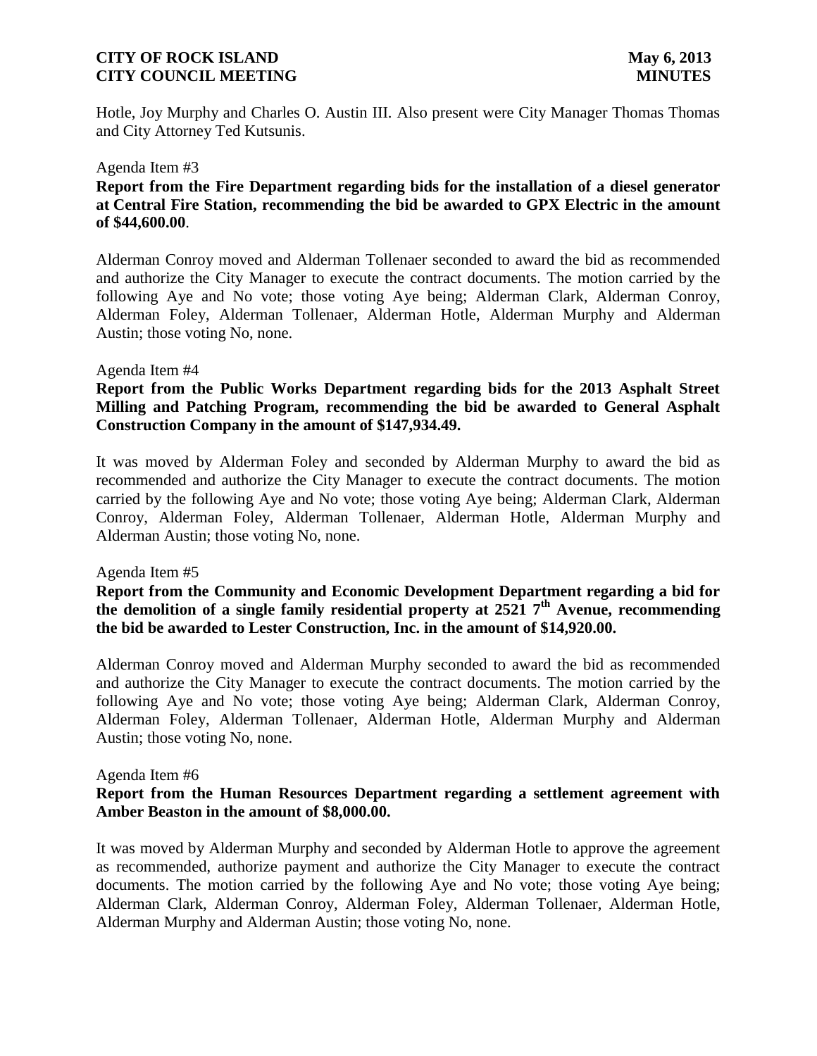Hotle, Joy Murphy and Charles O. Austin III. Also present were City Manager Thomas Thomas and City Attorney Ted Kutsunis.

Agenda Item #3

**Report from the Fire Department regarding bids for the installation of a diesel generator at Central Fire Station, recommending the bid be awarded to GPX Electric in the amount of $44,600.00**.

Alderman Conroy moved and Alderman Tollenaer seconded to award the bid as recommended and authorize the City Manager to execute the contract documents. The motion carried by the following Aye and No vote; those voting Aye being; Alderman Clark, Alderman Conroy, Alderman Foley, Alderman Tollenaer, Alderman Hotle, Alderman Murphy and Alderman Austin; those voting No, none.

Agenda Item #4

**Report from the Public Works Department regarding bids for the 2013 Asphalt Street Milling and Patching Program, recommending the bid be awarded to General Asphalt Construction Company in the amount of $147,934.49.**

It was moved by Alderman Foley and seconded by Alderman Murphy to award the bid as recommended and authorize the City Manager to execute the contract documents. The motion carried by the following Aye and No vote; those voting Aye being; Alderman Clark, Alderman Conroy, Alderman Foley, Alderman Tollenaer, Alderman Hotle, Alderman Murphy and Alderman Austin; those voting No, none.

Agenda Item #5

**Report from the Community and Economic Development Department regarding a bid for the demolition of a single family residential property at 2521 7th Avenue, recommending the bid be awarded to Lester Construction, Inc. in the amount of $14,920.00.**

Alderman Conroy moved and Alderman Murphy seconded to award the bid as recommended and authorize the City Manager to execute the contract documents. The motion carried by the following Aye and No vote; those voting Aye being; Alderman Clark, Alderman Conroy, Alderman Foley, Alderman Tollenaer, Alderman Hotle, Alderman Murphy and Alderman Austin; those voting No, none.

Agenda Item #6

**Report from the Human Resources Department regarding a settlement agreement with Amber Beaston in the amount of $8,000.00.**

It was moved by Alderman Murphy and seconded by Alderman Hotle to approve the agreement as recommended, authorize payment and authorize the City Manager to execute the contract documents. The motion carried by the following Aye and No vote; those voting Aye being; Alderman Clark, Alderman Conroy, Alderman Foley, Alderman Tollenaer, Alderman Hotle, Alderman Murphy and Alderman Austin; those voting No, none.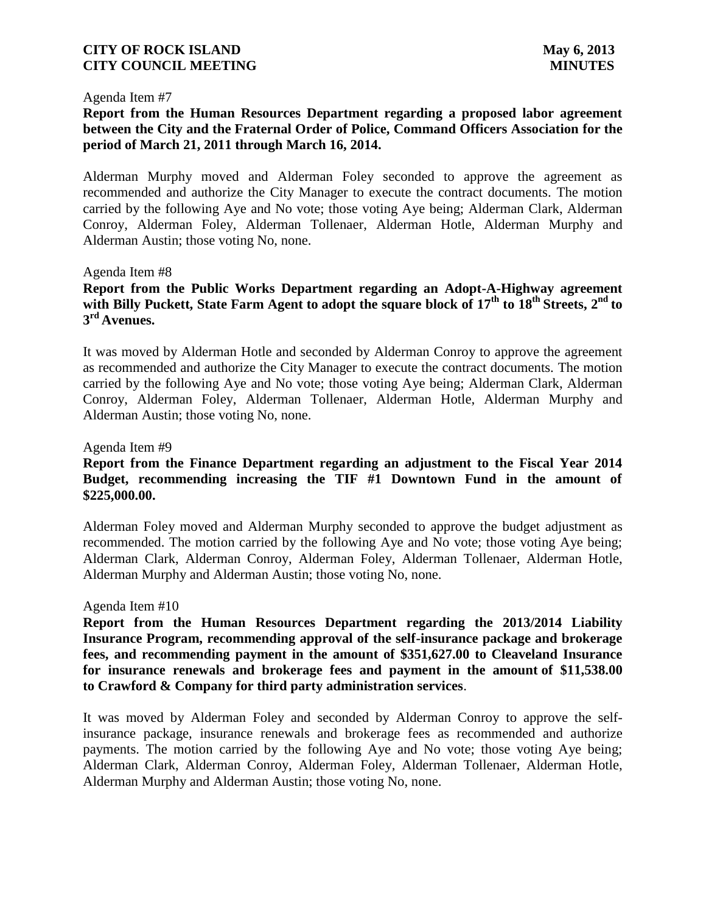Agenda Item #7

**Report from the Human Resources Department regarding a proposed labor agreement between the City and the Fraternal Order of Police, Command Officers Association for the period of March 21, 2011 through March 16, 2014.**

Alderman Murphy moved and Alderman Foley seconded to approve the agreement as recommended and authorize the City Manager to execute the contract documents. The motion carried by the following Aye and No vote; those voting Aye being; Alderman Clark, Alderman Conroy, Alderman Foley, Alderman Tollenaer, Alderman Hotle, Alderman Murphy and Alderman Austin; those voting No, none.

Agenda Item #8

**Report from the Public Works Department regarding an Adopt-A-Highway agreement with Billy Puckett, State Farm Agent to adopt the square block of 17th to 18th Streets, 2nd to 3rd Avenues.**

It was moved by Alderman Hotle and seconded by Alderman Conroy to approve the agreement as recommended and authorize the City Manager to execute the contract documents. The motion carried by the following Aye and No vote; those voting Aye being; Alderman Clark, Alderman Conroy, Alderman Foley, Alderman Tollenaer, Alderman Hotle, Alderman Murphy and Alderman Austin; those voting No, none.

Agenda Item #9

**Report from the Finance Department regarding an adjustment to the Fiscal Year 2014 Budget, recommending increasing the TIF #1 Downtown Fund in the amount of $225,000.00.**

Alderman Foley moved and Alderman Murphy seconded to approve the budget adjustment as recommended. The motion carried by the following Aye and No vote; those voting Aye being; Alderman Clark, Alderman Conroy, Alderman Foley, Alderman Tollenaer, Alderman Hotle, Alderman Murphy and Alderman Austin; those voting No, none.

Agenda Item #10

**Report from the Human Resources Department regarding the 2013/2014 Liability Insurance Program, recommending approval of the self-insurance package and brokerage fees, and recommending payment in the amount of $351,627.00 to Cleaveland Insurance for insurance renewals and brokerage fees and payment in the amount of $11,538.00 to Crawford & Company for third party administration services**.

It was moved by Alderman Foley and seconded by Alderman Conroy to approve the self-insurance package, insurance renewals and brokerage fees as recommended and authorize payments. The motion carried by the following Aye and No vote; those voting Aye being; Alderman Clark, Alderman Conroy, Alderman Foley, Alderman Tollenaer, Alderman Hotle, Alderman Murphy and Alderman Austin; those voting No, none.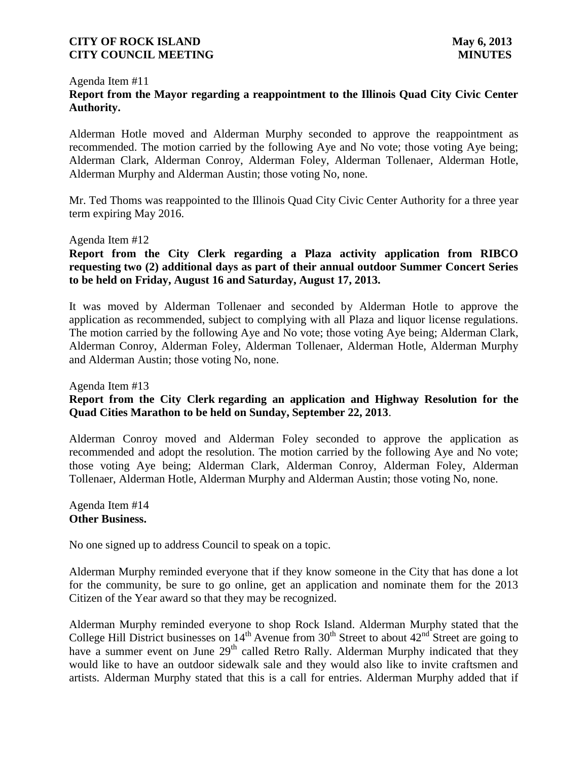Agenda Item #11

**Report from the Mayor regarding a reappointment to the Illinois Quad City Civic Center Authority.**

Alderman Hotle moved and Alderman Murphy seconded to approve the reappointment as recommended. The motion carried by the following Aye and No vote; those voting Aye being; Alderman Clark, Alderman Conroy, Alderman Foley, Alderman Tollenaer, Alderman Hotle, Alderman Murphy and Alderman Austin; those voting No, none.

Mr. Ted Thoms was reappointed to the Illinois Quad City Civic Center Authority for a three year term expiring May 2016.

Agenda Item #12

**Report from the City Clerk regarding a Plaza activity application from RIBCO requesting two (2) additional days as part of their annual outdoor Summer Concert Series to be held on Friday, August 16 and Saturday, August 17, 2013.**

It was moved by Alderman Tollenaer and seconded by Alderman Hotle to approve the application as recommended, subject to complying with all Plaza and liquor license regulations. The motion carried by the following Aye and No vote; those voting Aye being; Alderman Clark, Alderman Conroy, Alderman Foley, Alderman Tollenaer, Alderman Hotle, Alderman Murphy and Alderman Austin; those voting No, none.

Agenda Item #13

**Report from the City Clerk regarding an application and Highway Resolution for the Quad Cities Marathon to be held on Sunday, September 22, 2013**.

Alderman Conroy moved and Alderman Foley seconded to approve the application as recommended and adopt the resolution. The motion carried by the following Aye and No vote; those voting Aye being; Alderman Clark, Alderman Conroy, Alderman Foley, Alderman Tollenaer, Alderman Hotle, Alderman Murphy and Alderman Austin; those voting No, none.

Agenda Item #14

**Other Business.**

No one signed up to address Council to speak on a topic.

Alderman Murphy reminded everyone that if they know someone in the City that has done a lot for the community, be sure to go online, get an application and nominate them for the 2013 Citizen of the Year award so that they may be recognized.

Alderman Murphy reminded everyone to shop Rock Island. Alderman Murphy stated that the College Hill District businesses on 14th Avenue from 30th Street to about 42nd Street are going to have a summer event on June 29th called Retro Rally. Alderman Murphy indicated that they would like to have an outdoor sidewalk sale and they would also like to invite craftsmen and artists. Alderman Murphy stated that this is a call for entries. Alderman Murphy added that if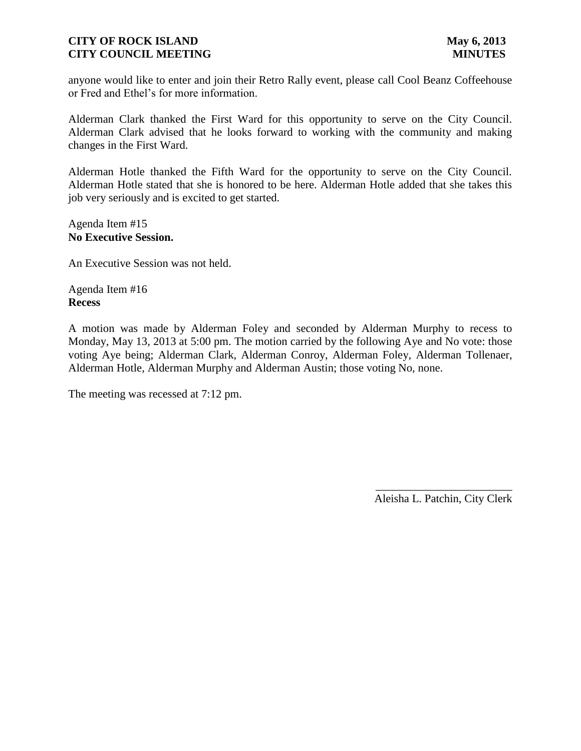anyone would like to enter and join their Retro Rally event, please call Cool Beanz Coffeehouse or Fred and Ethel's for more information.

Alderman Clark thanked the First Ward for this opportunity to serve on the City Council. Alderman Clark advised that he looks forward to working with the community and making changes in the First Ward.

Alderman Hotle thanked the Fifth Ward for the opportunity to serve on the City Council. Alderman Hotle stated that she is honored to be here. Alderman Hotle added that she takes this job very seriously and is excited to get started.

Agenda Item #15
**No Executive Session.**

An Executive Session was not held.

Agenda Item #16
**Recess**

A motion was made by Alderman Foley and seconded by Alderman Murphy to recess to Monday, May 13, 2013 at 5:00 pm. The motion carried by the following Aye and No vote: those voting Aye being; Alderman Clark, Alderman Conroy, Alderman Foley, Alderman Tollenaer, Alderman Hotle, Alderman Murphy and Alderman Austin; those voting No, none.

The meeting was recessed at 7:12 pm.

\_\_\_\_\_\_\_\_\_\_\_\_\_\_\_\_\_\_\_\_\_\_\_\_
Aleisha L. Patchin, City Clerk